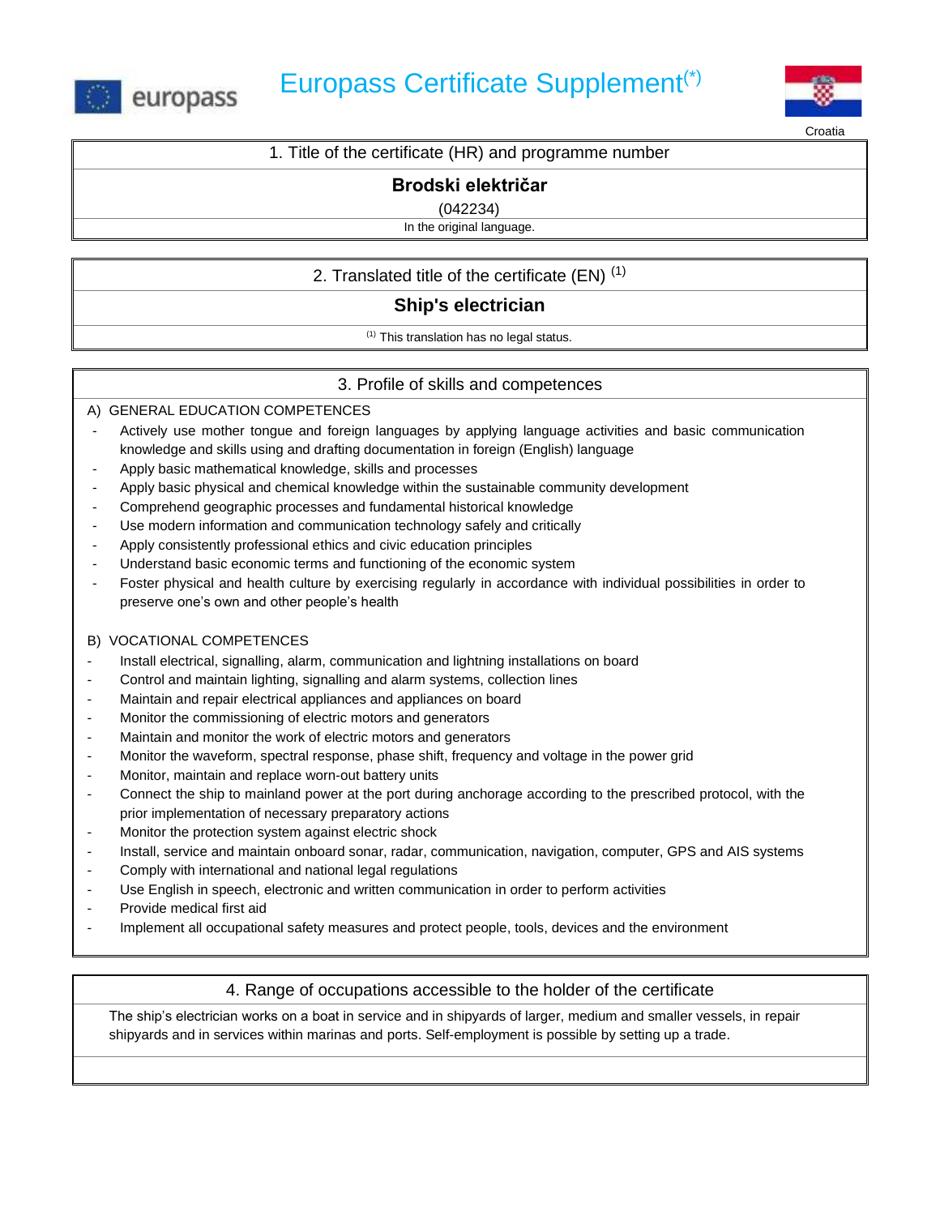# Europass Certificate Supplement(*)

Croatia

## 1. Title of the certificate (HR) and programme number

**Brodski električar**

(042234)

In the original language.

## 2. Translated title of the certificate (EN) (1)

**Ship's electrician**

(1) This translation has no legal status.

## 3. Profile of skills and competences

A) GENERAL EDUCATION COMPETENCES

- Actively use mother tongue and foreign languages by applying language activities and basic communication knowledge and skills using and drafting documentation in foreign (English) language
- Apply basic mathematical knowledge, skills and processes
- Apply basic physical and chemical knowledge within the sustainable community development
- Comprehend geographic processes and fundamental historical knowledge
- Use modern information and communication technology safely and critically
- Apply consistently professional ethics and civic education principles
- Understand basic economic terms and functioning of the economic system
- Foster physical and health culture by exercising regularly in accordance with individual possibilities in order to preserve one's own and other people's health

B) VOCATIONAL COMPETENCES

- Install electrical, signalling, alarm, communication and lightning installations on board
- Control and maintain lighting, signalling and alarm systems, collection lines
- Maintain and repair electrical appliances and appliances on board
- Monitor the commissioning of electric motors and generators
- Maintain and monitor the work of electric motors and generators
- Monitor the waveform, spectral response, phase shift, frequency and voltage in the power grid
- Monitor, maintain and replace worn-out battery units
- Connect the ship to mainland power at the port during anchorage according to the prescribed protocol, with the prior implementation of necessary preparatory actions
- Monitor the protection system against electric shock
- Install, service and maintain onboard sonar, radar, communication, navigation, computer, GPS and AIS systems
- Comply with international and national legal regulations
- Use English in speech, electronic and written communication in order to perform activities
- Provide medical first aid
- Implement all occupational safety measures and protect people, tools, devices and the environment

## 4. Range of occupations accessible to the holder of the certificate

The ship's electrician works on a boat in service and in shipyards of larger, medium and smaller vessels, in repair shipyards and in services within marinas and ports. Self-employment is possible by setting up a trade.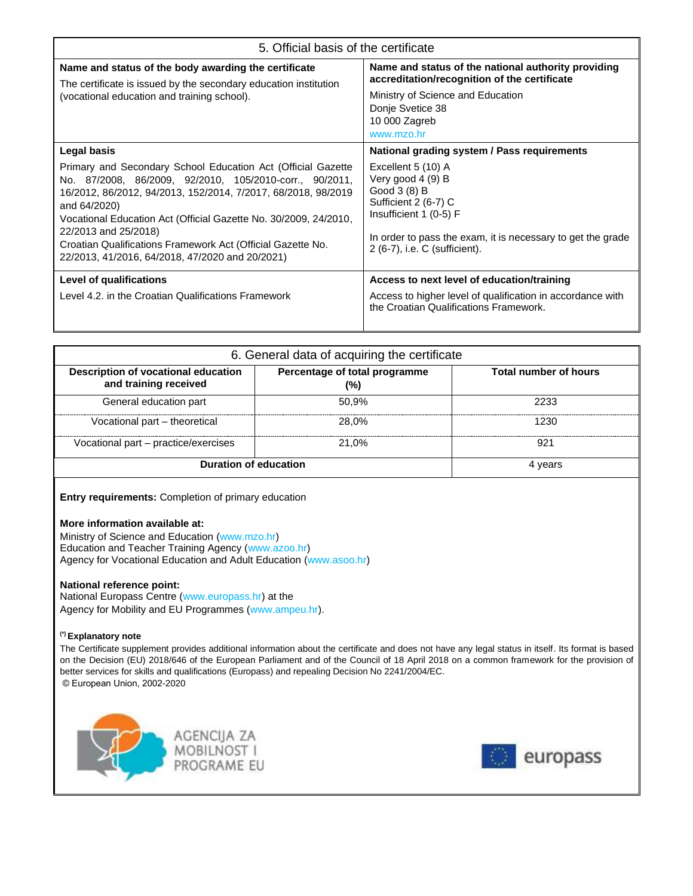## 5. Official basis of the certificate

| Name and status of the body awarding the certificate | Name and status of the national authority providing accreditation/recognition of the certificate |
|---|---|
| The certificate is issued by the secondary education institution (vocational education and training school). | Ministry of Science and Education<br>Donje Svetice 38<br>10 000 Zagreb<br>www.mzo.hr |
| **Legal basis** | **National grading system / Pass requirements** |
| Primary and Secondary School Education Act (Official Gazette No. 87/2008, 86/2009, 92/2010, 105/2010-corr., 90/2011, 16/2012, 86/2012, 94/2013, 152/2014, 7/2017, 68/2018, 98/2019 and 64/2020)<br>Vocational Education Act (Official Gazette No. 30/2009, 24/2010, 22/2013 and 25/2018)<br>Croatian Qualifications Framework Act (Official Gazette No. 22/2013, 41/2016, 64/2018, 47/2020 and 20/2021) | Excellent 5 (10) A<br>Very good 4 (9) B<br>Good 3 (8) B<br>Sufficient 2 (6-7) C<br>Insufficient 1 (0-5) F<br><br>In order to pass the exam, it is necessary to get the grade 2 (6-7), i.e. C (sufficient). |
| **Level of qualifications** | **Access to next level of education/training** |
| Level 4.2. in the Croatian Qualifications Framework | Access to higher level of qualification in accordance with the Croatian Qualifications Framework. |

## 6. General data of acquiring the certificate

| Description of vocational education and training received | Percentage of total programme (%) | Total number of hours |
|---|---|---|
| General education part | 50,9% | 2233 |
| Vocational part – theoretical | 28,0% | 1230 |
| Vocational part – practice/exercises | 21,0% | 921 |
| **Duration of education** | | 4 years |

**Entry requirements:** Completion of primary education

**More information available at:**
Ministry of Science and Education (www.mzo.hr)
Education and Teacher Training Agency (www.azoo.hr)
Agency for Vocational Education and Adult Education (www.asoo.hr)

**National reference point:**
National Europass Centre (www.europass.hr) at the
Agency for Mobility and EU Programmes (www.ampeu.hr).

**(*) Explanatory note**
The Certificate supplement provides additional information about the certificate and does not have any legal status in itself. Its format is based on the Decision (EU) 2018/646 of the European Parliament and of the Council of 18 April 2018 on a common framework for the provision of better services for skills and qualifications (Europass) and repealing Decision No 2241/2004/EC.
© European Union, 2002-2020

AGENCIJA ZA MOBILNOST I PROGRAME EU

europass